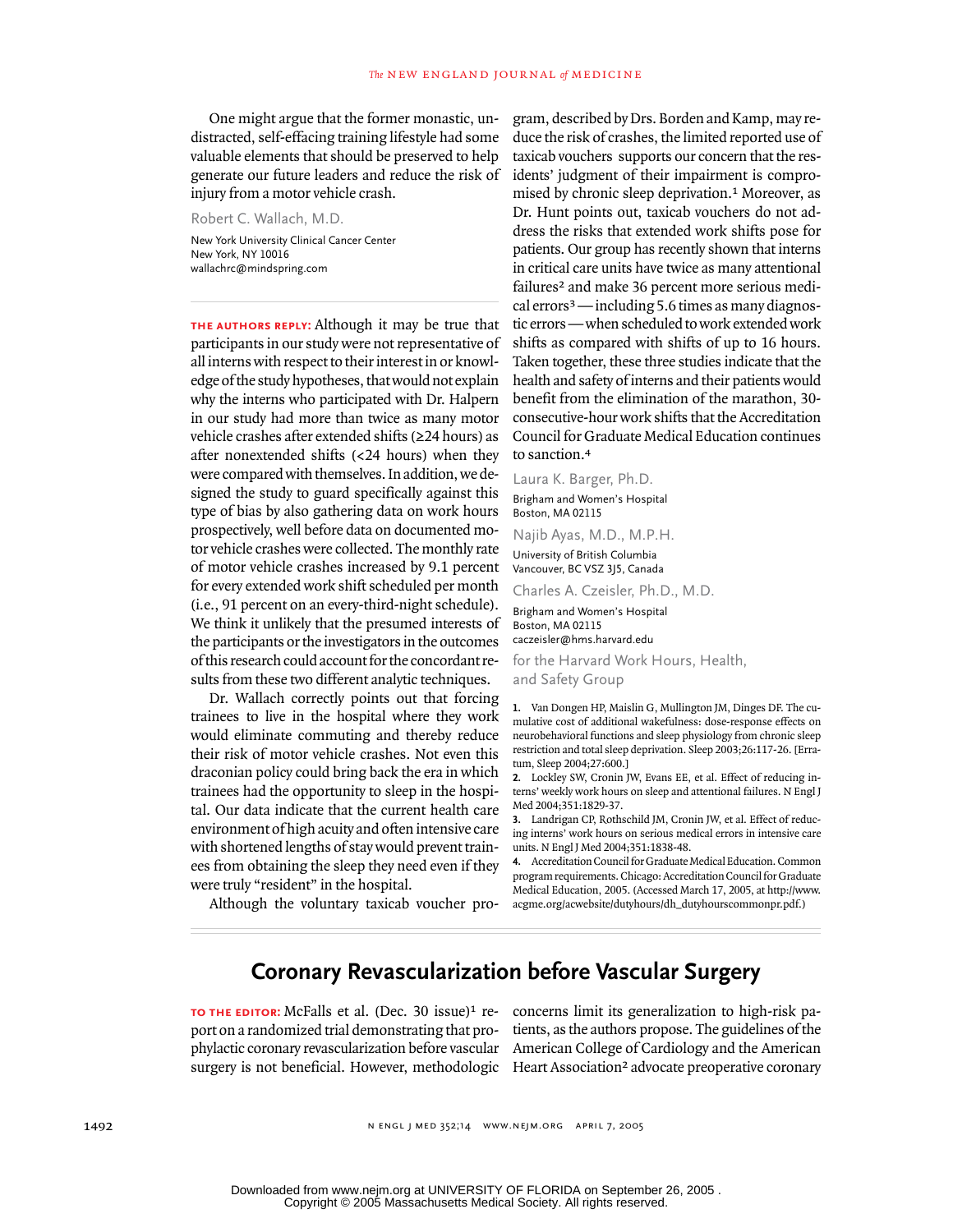One might argue that the former monastic, undistracted, self-effacing training lifestyle had some valuable elements that should be preserved to help generate our future leaders and reduce the risk of injury from a motor vehicle crash.

Robert C. Wallach, M.D.

New York University Clinical Cancer Center
New York, NY 10016
wallachrc@mindspring.com

**THE AUTHORS REPLY:** Although it may be true that participants in our study were not representative of all interns with respect to their interest in or knowledge of the study hypotheses, that would not explain why the interns who participated with Dr. Halpern in our study had more than twice as many motor vehicle crashes after extended shifts (≥24 hours) as after nonextended shifts (<24 hours) when they were compared with themselves. In addition, we designed the study to guard specifically against this type of bias by also gathering data on work hours prospectively, well before data on documented motor vehicle crashes were collected. The monthly rate of motor vehicle crashes increased by 9.1 percent for every extended work shift scheduled per month (i.e., 91 percent on an every-third-night schedule). We think it unlikely that the presumed interests of the participants or the investigators in the outcomes of this research could account for the concordant results from these two different analytic techniques.

Dr. Wallach correctly points out that forcing trainees to live in the hospital where they work would eliminate commuting and thereby reduce their risk of motor vehicle crashes. Not even this draconian policy could bring back the era in which trainees had the opportunity to sleep in the hospital. Our data indicate that the current health care environment of high acuity and often intensive care with shortened lengths of stay would prevent trainees from obtaining the sleep they need even if they were truly "resident" in the hospital.

Although the voluntary taxicab voucher program, described by Drs. Borden and Kamp, may reduce the risk of crashes, the limited reported use of taxicab vouchers supports our concern that the residents' judgment of their impairment is compromised by chronic sleep deprivation.[1] Moreover, as Dr. Hunt points out, taxicab vouchers do not address the risks that extended work shifts pose for patients. Our group has recently shown that interns in critical care units have twice as many attentional failures[2] and make 36 percent more serious medical errors[3] — including 5.6 times as many diagnostic errors — when scheduled to work extended work shifts as compared with shifts of up to 16 hours. Taken together, these three studies indicate that the health and safety of interns and their patients would benefit from the elimination of the marathon, 30-consecutive-hour work shifts that the Accreditation Council for Graduate Medical Education continues to sanction.[4]

Laura K. Barger, Ph.D.

Brigham and Women's Hospital
Boston, MA 02115

Najib Ayas, M.D., M.P.H.

University of British Columbia
Vancouver, BC V5Z 3J5, Canada

Charles A. Czeisler, Ph.D., M.D.

Brigham and Women's Hospital
Boston, MA 02115
caczeisler@hms.harvard.edu

for the Harvard Work Hours, Health, and Safety Group

1. Van Dongen HP, Maislin G, Mullington JM, Dinges DF. The cumulative cost of additional wakefulness: dose-response effects on neurobehavioral functions and sleep physiology from chronic sleep restriction and total sleep deprivation. Sleep 2003;26:117-26. [Erratum, Sleep 2004;27:600.]
2. Lockley SW, Cronin JW, Evans EE, et al. Effect of reducing interns' weekly work hours on sleep and attentional failures. N Engl J Med 2004;351:1829-37.
3. Landrigan CP, Rothschild JM, Cronin JW, et al. Effect of reducing interns' work hours on serious medical errors in intensive care units. N Engl J Med 2004;351:1838-48.
4. Accreditation Council for Graduate Medical Education. Common program requirements. Chicago: Accreditation Council for Graduate Medical Education, 2005. (Accessed March 17, 2005, at http://www.acgme.org/acwebsite/dutyhours/dh_dutyhourscommonpr.pdf.)

## Coronary Revascularization before Vascular Surgery

**TO THE EDITOR:** McFalls et al. (Dec. 30 issue)[1] report on a randomized trial demonstrating that prophylactic coronary revascularization before vascular surgery is not beneficial. However, methodologic concerns limit its generalization to high-risk patients, as the authors propose. The guidelines of the American College of Cardiology and the American Heart Association[2] advocate preoperative coronary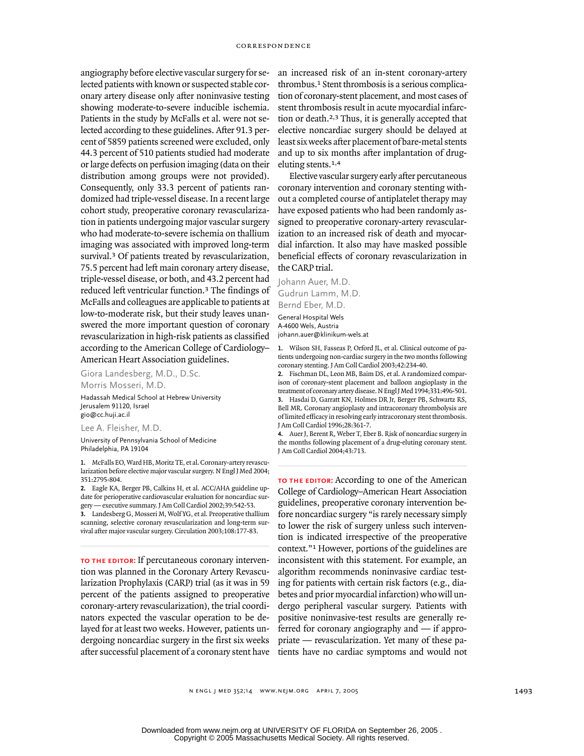angiography before elective vascular surgery for selected patients with known or suspected stable coronary artery disease only after noninvasive testing showing moderate-to-severe inducible ischemia. Patients in the study by McFalls et al. were not selected according to these guidelines. After 91.3 percent of 5859 patients screened were excluded, only 44.3 percent of 510 patients studied had moderate or large defects on perfusion imaging (data on their distribution among groups were not provided). Consequently, only 33.3 percent of patients randomized had triple-vessel disease. In a recent large cohort study, preoperative coronary revascularization in patients undergoing major vascular surgery who had moderate-to-severe ischemia on thallium imaging was associated with improved long-term survival.[3] Of patients treated by revascularization, 75.5 percent had left main coronary artery disease, triple-vessel disease, or both, and 43.2 percent had reduced left ventricular function.[3] The findings of McFalls and colleagues are applicable to patients at low-to-moderate risk, but their study leaves unanswered the more important question of coronary revascularization in high-risk patients as classified according to the American College of Cardiology–American Heart Association guidelines.

Giora Landesberg, M.D., D.Sc.
Morris Mosseri, M.D.
Hadassah Medical School at Hebrew University
Jerusalem 91120, Israel
gio@cc.huji.ac.il

Lee A. Fleisher, M.D.
University of Pennsylvania School of Medicine
Philadelphia, PA 19104

1. McFalls EO, Ward HB, Moritz TE, et al. Coronary-artery revascularization before elective major vascular surgery. N Engl J Med 2004;351:2795-804.
2. Eagle KA, Berger PB, Calkins H, et al. ACC/AHA guideline update for perioperative cardiovascular evaluation for noncardiac surgery — executive summary. J Am Coll Cardiol 2002;39:542-53.
3. Landesberg G, Mosseri M, Wolf YG, et al. Preoperative thallium scanning, selective coronary revascularization and long-term survival after major vascular surgery. Circulation 2003;108:177-83.

---

**TO THE EDITOR:** If percutaneous coronary intervention was planned in the Coronary Artery Revascularization Prophylaxis (CARP) trial (as it was in 59 percent of the patients assigned to preoperative coronary-artery revascularization), the trial coordinators expected the vascular operation to be delayed for at least two weeks. However, patients undergoing noncardiac surgery in the first six weeks after successful placement of a coronary stent have an increased risk of an in-stent coronary-artery thrombus.[1] Stent thrombosis is a serious complication of coronary-stent placement, and most cases of stent thrombosis result in acute myocardial infarction or death.[2,3] Thus, it is generally accepted that elective noncardiac surgery should be delayed at least six weeks after placement of bare-metal stents and up to six months after implantation of drug-eluting stents.[1,4]

Elective vascular surgery early after percutaneous coronary intervention and coronary stenting without a completed course of antiplatelet therapy may have exposed patients who had been randomly assigned to preoperative coronary-artery revascularization to an increased risk of death and myocardial infarction. It also may have masked possible beneficial effects of coronary revascularization in the CARP trial.

Johann Auer, M.D.
Gudrun Lamm, M.D.
Bernd Eber, M.D.
General Hospital Wels
A-4600 Wels, Austria
johann.auer@klinikum-wels.at

1. Wilson SH, Fasseas P, Orford JL, et al. Clinical outcome of patients undergoing non-cardiac surgery in the two months following coronary stenting. J Am Coll Cardiol 2003;42:234-40.
2. Fischman DL, Leon MB, Baim DS, et al. A randomized comparison of coronary-stent placement and balloon angioplasty in the treatment of coronary artery disease. N Engl J Med 1994;331:496-501.
3. Hasdai D, Garratt KN, Holmes DR Jr, Berger PB, Schwartz RS, Bell MR. Coronary angioplasty and intracoronary thrombolysis are of limited efficacy in resolving early intracoronary stent thrombosis. J Am Coll Cardiol 1996;28:361-7.
4. Auer J, Berent R, Weber T, Eber B. Risk of noncardiac surgery in the months following placement of a drug-eluting coronary stent. J Am Coll Cardiol 2004;43:713.

---

**TO THE EDITOR:** According to one of the American College of Cardiology–American Heart Association guidelines, preoperative coronary intervention before noncardiac surgery "is rarely necessary simply to lower the risk of surgery unless such intervention is indicated irrespective of the preoperative context."[1] However, portions of the guidelines are inconsistent with this statement. For example, an algorithm recommends noninvasive cardiac testing for patients with certain risk factors (e.g., diabetes and prior myocardial infarction) who will undergo peripheral vascular surgery. Patients with positive noninvasive-test results are generally referred for coronary angiography and — if appropriate — revascularization. Yet many of these patients have no cardiac symptoms and would not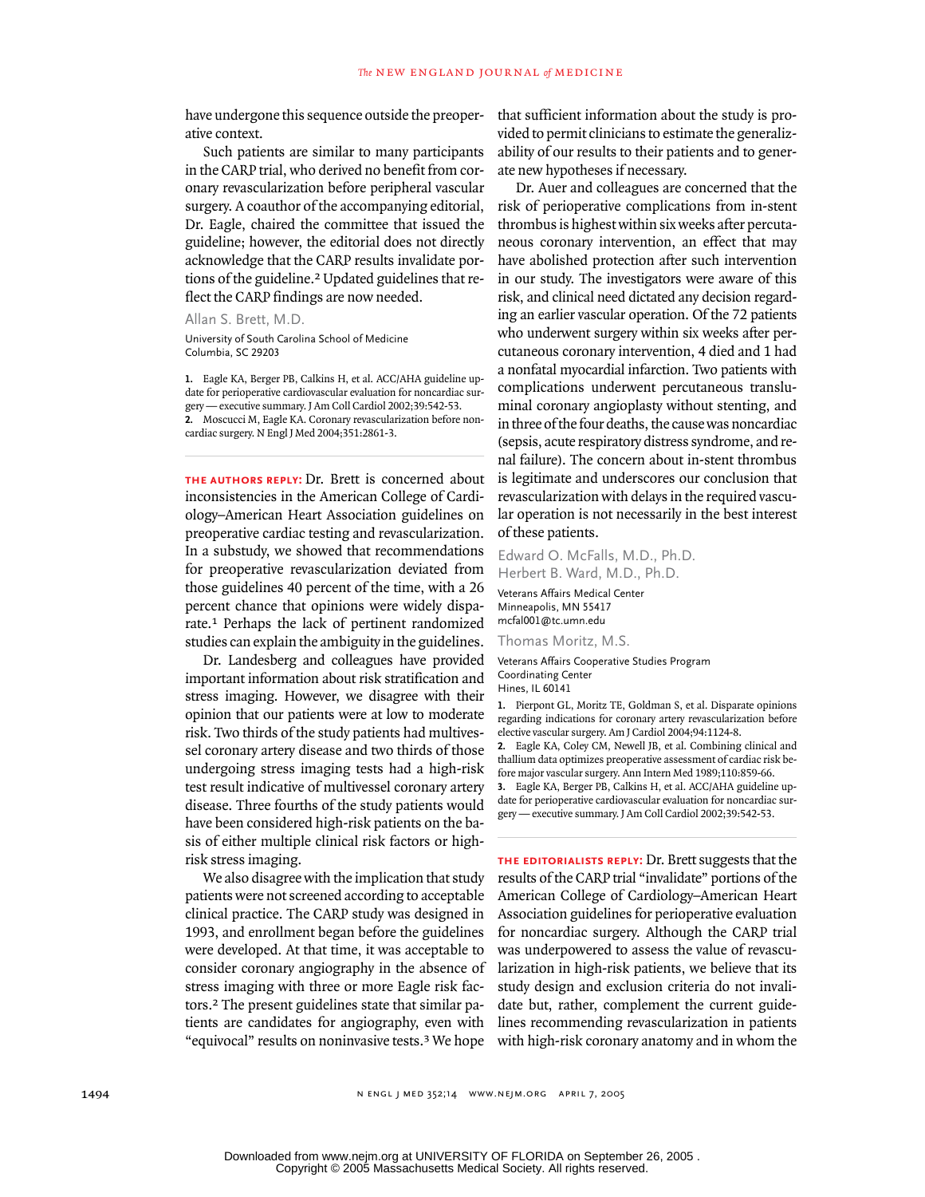have undergone this sequence outside the preoperative context.

Such patients are similar to many participants in the CARP trial, who derived no benefit from coronary revascularization before peripheral vascular surgery. A coauthor of the accompanying editorial, Dr. Eagle, chaired the committee that issued the guideline; however, the editorial does not directly acknowledge that the CARP results invalidate portions of the guideline.[2] Updated guidelines that reflect the CARP findings are now needed.

Allan S. Brett, M.D.

University of South Carolina School of Medicine
Columbia, SC 29203

1. Eagle KA, Berger PB, Calkins H, et al. ACC/AHA guideline update for perioperative cardiovascular evaluation for noncardiac surgery — executive summary. J Am Coll Cardiol 2002;39:542-53.
2. Moscucci M, Eagle KA. Coronary revascularization before noncardiac surgery. N Engl J Med 2004;351:2861-3.

---

**THE AUTHORS REPLY:** Dr. Brett is concerned about inconsistencies in the American College of Cardiology–American Heart Association guidelines on preoperative cardiac testing and revascularization. In a substudy, we showed that recommendations for preoperative revascularization deviated from those guidelines 40 percent of the time, with a 26 percent chance that opinions were widely disparate.[1] Perhaps the lack of pertinent randomized studies can explain the ambiguity in the guidelines.

Dr. Landesberg and colleagues have provided important information about risk stratification and stress imaging. However, we disagree with their opinion that our patients were at low to moderate risk. Two thirds of the study patients had multivessel coronary artery disease and two thirds of those undergoing stress imaging tests had a high-risk test result indicative of multivessel coronary artery disease. Three fourths of the study patients would have been considered high-risk patients on the basis of either multiple clinical risk factors or high-risk stress imaging.

We also disagree with the implication that study patients were not screened according to acceptable clinical practice. The CARP study was designed in 1993, and enrollment began before the guidelines were developed. At that time, it was acceptable to consider coronary angiography in the absence of stress imaging with three or more Eagle risk factors.[2] The present guidelines state that similar patients are candidates for angiography, even with "equivocal" results on noninvasive tests.[3] We hope that sufficient information about the study is provided to permit clinicians to estimate the generalizability of our results to their patients and to generate new hypotheses if necessary.

Dr. Auer and colleagues are concerned that the risk of perioperative complications from in-stent thrombus is highest within six weeks after percutaneous coronary intervention, an effect that may have abolished protection after such intervention in our study. The investigators were aware of this risk, and clinical need dictated any decision regarding an earlier vascular operation. Of the 72 patients who underwent surgery within six weeks after percutaneous coronary intervention, 4 died and 1 had a nonfatal myocardial infarction. Two patients with complications underwent percutaneous transluminal coronary angioplasty without stenting, and in three of the four deaths, the cause was noncardiac (sepsis, acute respiratory distress syndrome, and renal failure). The concern about in-stent thrombus is legitimate and underscores our conclusion that revascularization with delays in the required vascular operation is not necessarily in the best interest of these patients.

Edward O. McFalls, M.D., Ph.D.
Herbert B. Ward, M.D., Ph.D.

Veterans Affairs Medical Center
Minneapolis, MN 55417
mcfal001@tc.umn.edu

Thomas Moritz, M.S.

Veterans Affairs Cooperative Studies Program
Coordinating Center
Hines, IL 60141

1. Pierpont GL, Moritz TE, Goldman S, et al. Disparate opinions regarding indications for coronary artery revascularization before elective vascular surgery. Am J Cardiol 2004;94:1124-8.
2. Eagle KA, Coley CM, Newell JB, et al. Combining clinical and thallium data optimizes preoperative assessment of cardiac risk before major vascular surgery. Ann Intern Med 1989;110:859-66.
3. Eagle KA, Berger PB, Calkins H, et al. ACC/AHA guideline update for perioperative cardiovascular evaluation for noncardiac surgery — executive summary. J Am Coll Cardiol 2002;39:542-53.

---

**THE EDITORIALISTS REPLY:** Dr. Brett suggests that the results of the CARP trial "invalidate" portions of the American College of Cardiology–American Heart Association guidelines for perioperative evaluation for noncardiac surgery. Although the CARP trial was underpowered to assess the value of revascularization in high-risk patients, we believe that its study design and exclusion criteria do not invalidate but, rather, complement the current guidelines recommending revascularization in patients with high-risk coronary anatomy and in whom the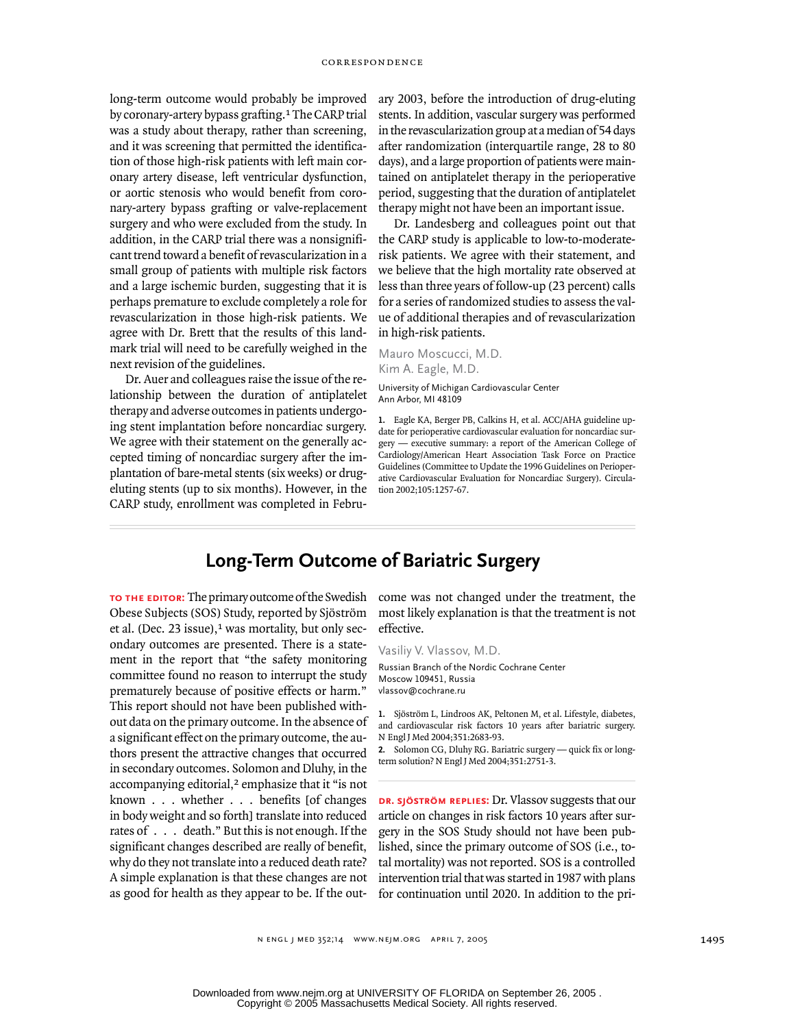long-term outcome would probably be improved by coronary-artery bypass grafting.[1] The CARP trial was a study about therapy, rather than screening, and it was screening that permitted the identification of those high-risk patients with left main coronary artery disease, left ventricular dysfunction, or aortic stenosis who would benefit from coronary-artery bypass grafting or valve-replacement surgery and who were excluded from the study. In addition, in the CARP trial there was a nonsignificant trend toward a benefit of revascularization in a small group of patients with multiple risk factors and a large ischemic burden, suggesting that it is perhaps premature to exclude completely a role for revascularization in those high-risk patients. We agree with Dr. Brett that the results of this landmark trial will need to be carefully weighed in the next revision of the guidelines.

Dr. Auer and colleagues raise the issue of the relationship between the duration of antiplatelet therapy and adverse outcomes in patients undergoing stent implantation before noncardiac surgery. We agree with their statement on the generally accepted timing of noncardiac surgery after the implantation of bare-metal stents (six weeks) or drug-eluting stents (up to six months). However, in the CARP study, enrollment was completed in February 2003, before the introduction of drug-eluting stents. In addition, vascular surgery was performed in the revascularization group at a median of 54 days after randomization (interquartile range, 28 to 80 days), and a large proportion of patients were maintained on antiplatelet therapy in the perioperative period, suggesting that the duration of antiplatelet therapy might not have been an important issue.

Dr. Landesberg and colleagues point out that the CARP study is applicable to low-to-moderate-risk patients. We agree with their statement, and we believe that the high mortality rate observed at less than three years of follow-up (23 percent) calls for a series of randomized studies to assess the value of additional therapies and of revascularization in high-risk patients.

Mauro Moscucci, M.D.
Kim A. Eagle, M.D.

University of Michigan Cardiovascular Center
Ann Arbor, MI 48109

1. Eagle KA, Berger PB, Calkins H, et al. ACC/AHA guideline update for perioperative cardiovascular evaluation for noncardiac surgery — executive summary: a report of the American College of Cardiology/American Heart Association Task Force on Practice Guidelines (Committee to Update the 1996 Guidelines on Perioperative Cardiovascular Evaluation for Noncardiac Surgery). Circulation 2002;105:1257-67.

## Long-Term Outcome of Bariatric Surgery

**TO THE EDITOR:** The primary outcome of the Swedish Obese Subjects (SOS) Study, reported by Sjöström et al. (Dec. 23 issue),[1] was mortality, but only secondary outcomes are presented. There is a statement in the report that "the safety monitoring committee found no reason to interrupt the study prematurely because of positive effects or harm." This report should not have been published without data on the primary outcome. In the absence of a significant effect on the primary outcome, the authors present the attractive changes that occurred in secondary outcomes. Solomon and Dluhy, in the accompanying editorial,[2] emphasize that it "is not known . . . whether . . . benefits [of changes in body weight and so forth] translate into reduced rates of . . . death." But this is not enough. If the significant changes described are really of benefit, why do they not translate into a reduced death rate? A simple explanation is that these changes are not as good for health as they appear to be. If the outcome was not changed under the treatment, the most likely explanation is that the treatment is not effective.

Vasiliy V. Vlassov, M.D.

Russian Branch of the Nordic Cochrane Center
Moscow 109451, Russia
vlassov@cochrane.ru

1. Sjöström L, Lindroos AK, Peltonen M, et al. Lifestyle, diabetes, and cardiovascular risk factors 10 years after bariatric surgery. N Engl J Med 2004;351:2683-93.
2. Solomon CG, Dluhy RG. Bariatric surgery — quick fix or long-term solution? N Engl J Med 2004;351:2751-3.

**DR. SJÖSTRÖM REPLIES:** Dr. Vlassov suggests that our article on changes in risk factors 10 years after surgery in the SOS Study should not have been published, since the primary outcome of SOS (i.e., total mortality) was not reported. SOS is a controlled intervention trial that was started in 1987 with plans for continuation until 2020. In addition to the pri-